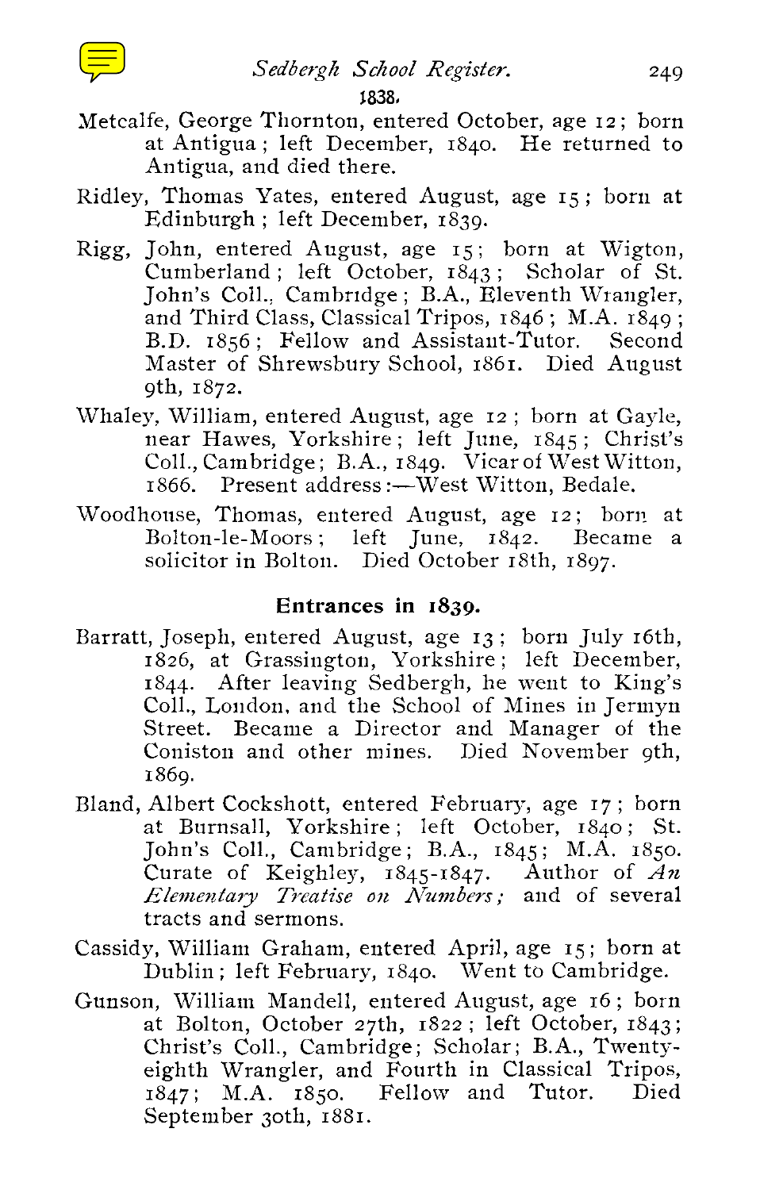1838.

Metcalfe, George Thornton, entered October, age 12; born at Antigua; left December, 1840. He returned to Antigua, and died there.

Ridley, Thomas Yates, entered August, age 15; born at Edinburgh; left December, 1839.

Rigg, John, entered August, age 15; born at Wigton, Cumberland; left October, 1843; Scholar of St. John's Coll., Cambridge; B.A., Eleventh Wrangler, and Third Class, Classical Tripos, 1846; M.A. 1849; B.D. 1856; Fellow and Assistant-Tutor. Second Master of Shrewsbury School, 1861. Died August 9th, 1872.

Whaley, William, entered August, age 12; born at Gayle, near Hawes, Yorkshire; left June, 1845; Christ's Coll., Cambridge; B.A., 1849. Vicar of West Witton, 1866. Present address:—West Witton, Bedale.

Woodhouse, Thomas, entered August, age 12; born at Bolton-le-Moors; left June, 1842. Became a solicitor in Bolton. Died October 18th, 1897.

## Entrances in 1839.

Barratt, Joseph, entered August, age 13; born July 16th, 1826, at Grassington, Yorkshire; left December, 1844. After leaving Sedbergh, he went to King's Coll., London, and the School of Mines in Jermyn Street. Became a Director and Manager of the Coniston and other mines. Died November 9th, 1869.

Bland, Albert Cockshott, entered February, age 17; born at Burnsall, Yorkshire; left October, 1840; St. John's Coll., Cambridge; B.A., 1845; M.A. 1850. Curate of Keighley, 1845-1847. Author of *An Elementary Treatise on Numbers;* and of several tracts and sermons.

Cassidy, William Graham, entered April, age 15; born at Dublin; left February, 1840. Went to Cambridge.

Gunson, William Mandell, entered August, age 16; born at Bolton, October 27th, 1822; left October, 1843; Christ's Coll., Cambridge; Scholar; B.A., Twenty-eighth Wrangler, and Fourth in Classical Tripos, 1847; M.A. 1850. Fellow and Tutor. Died September 30th, 1881.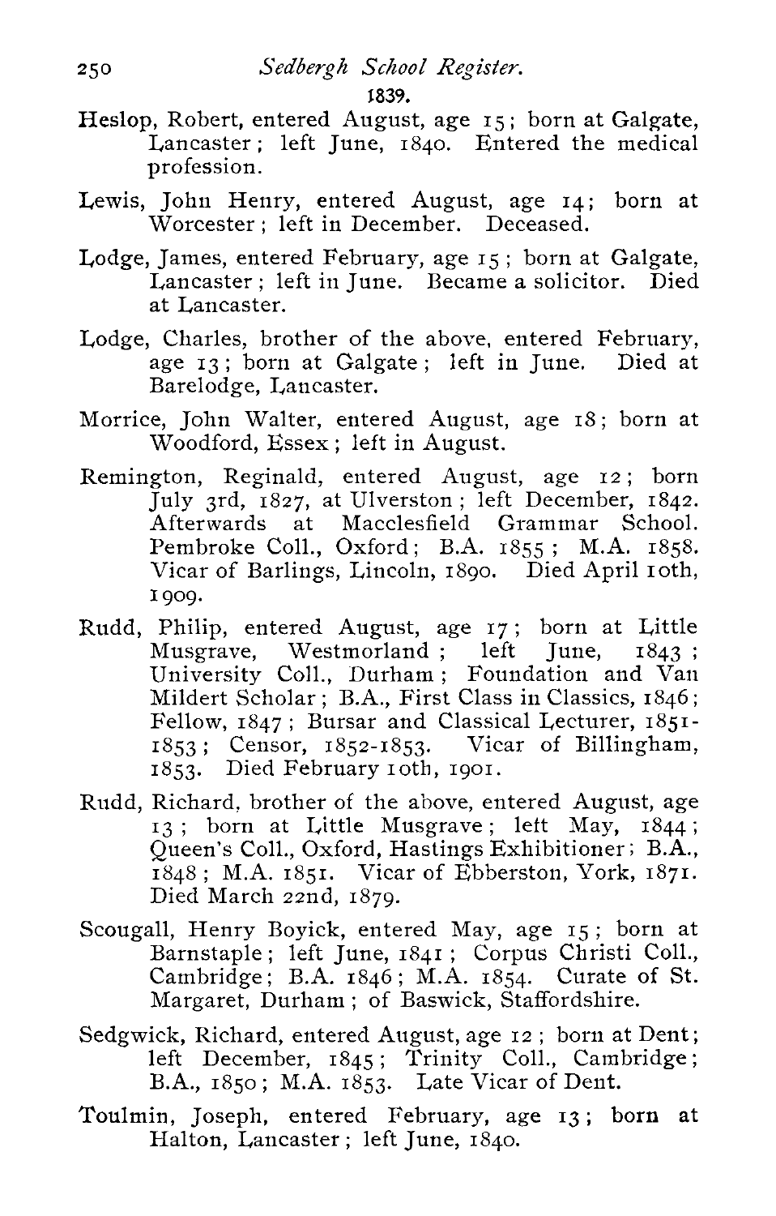1839.

Heslop, Robert, entered August, age 15; born at Galgate, Lancaster; left June, 1840. Entered the medical profession.

Lewis, John Henry, entered August, age 14; born at Worcester; left in December. Deceased.

Lodge, James, entered February, age 15; born at Galgate, Lancaster; left in June. Became a solicitor. Died at Lancaster.

Lodge, Charles, brother of the above, entered February, age 13; born at Galgate; left in June. Died at Barelodge, Lancaster.

Morrice, John Walter, entered August, age 18; born at Woodford, Essex; left in August.

Remington, Reginald, entered August, age 12; born July 3rd, 1827, at Ulverston; left December, 1842. Afterwards at Macclesfield Grammar School. Pembroke Coll., Oxford; B.A. 1855; M.A. 1858. Vicar of Barlings, Lincoln, 1890. Died April 10th, 1909.

Rudd, Philip, entered August, age 17; born at Little Musgrave, Westmorland; left June, 1843; University Coll., Durham; Foundation and Van Mildert Scholar; B.A., First Class in Classics, 1846; Fellow, 1847; Bursar and Classical Lecturer, 1851-1853; Censor, 1852-1853. Vicar of Billingham, 1853. Died February 10th, 1901.

Rudd, Richard, brother of the above, entered August, age 13; born at Little Musgrave; left May, 1844; Queen's Coll., Oxford, Hastings Exhibitioner; B.A., 1848; M.A. 1851. Vicar of Ebberston, York, 1871. Died March 22nd, 1879.

Scougall, Henry Boyick, entered May, age 15; born at Barnstaple; left June, 1841; Corpus Christi Coll., Cambridge; B.A. 1846; M.A. 1854. Curate of St. Margaret, Durham; of Baswick, Staffordshire.

Sedgwick, Richard, entered August, age 12; born at Dent; left December, 1845; Trinity Coll., Cambridge; B.A., 1850; M.A. 1853. Late Vicar of Dent.

Toulmin, Joseph, entered February, age 13; born at Halton, Lancaster; left June, 1840.